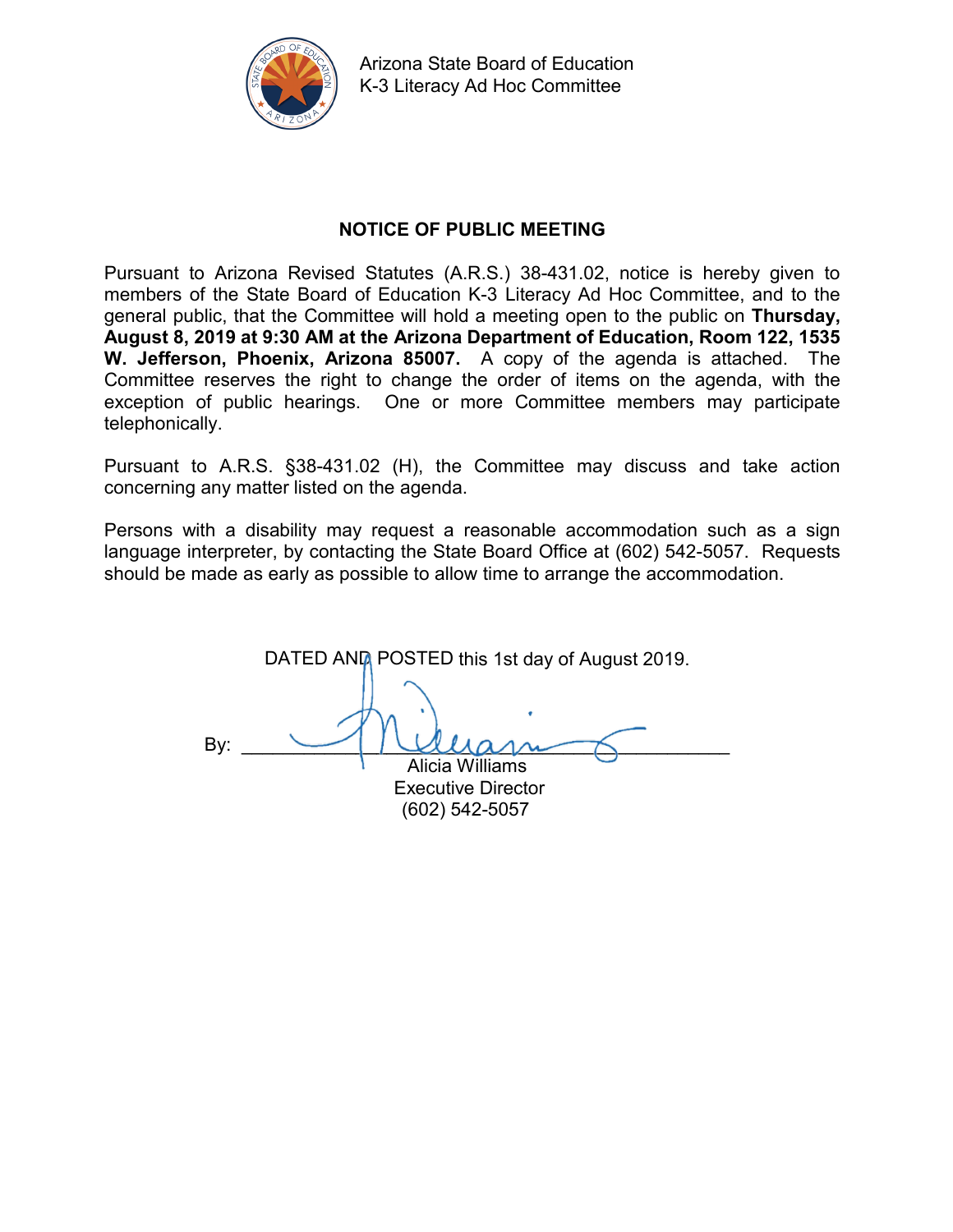Arizona State Board of Education
K-3 Literacy Ad Hoc Committee

## NOTICE OF PUBLIC MEETING

Pursuant to Arizona Revised Statutes (A.R.S.) 38-431.02, notice is hereby given to members of the State Board of Education K-3 Literacy Ad Hoc Committee, and to the general public, that the Committee will hold a meeting open to the public on **Thursday, August 8, 2019 at 9:30 AM at the Arizona Department of Education, Room 122, 1535 W. Jefferson, Phoenix, Arizona 85007.** A copy of the agenda is attached. The Committee reserves the right to change the order of items on the agenda, with the exception of public hearings. One or more Committee members may participate telephonically.

Pursuant to A.R.S. §38-431.02 (H), the Committee may discuss and take action concerning any matter listed on the agenda.

Persons with a disability may request a reasonable accommodation such as a sign language interpreter, by contacting the State Board Office at (602) 542-5057. Requests should be made as early as possible to allow time to arrange the accommodation.

DATED AND POSTED this 1st day of August 2019.

By: ______________________________

Alicia Williams
Executive Director
(602) 542-5057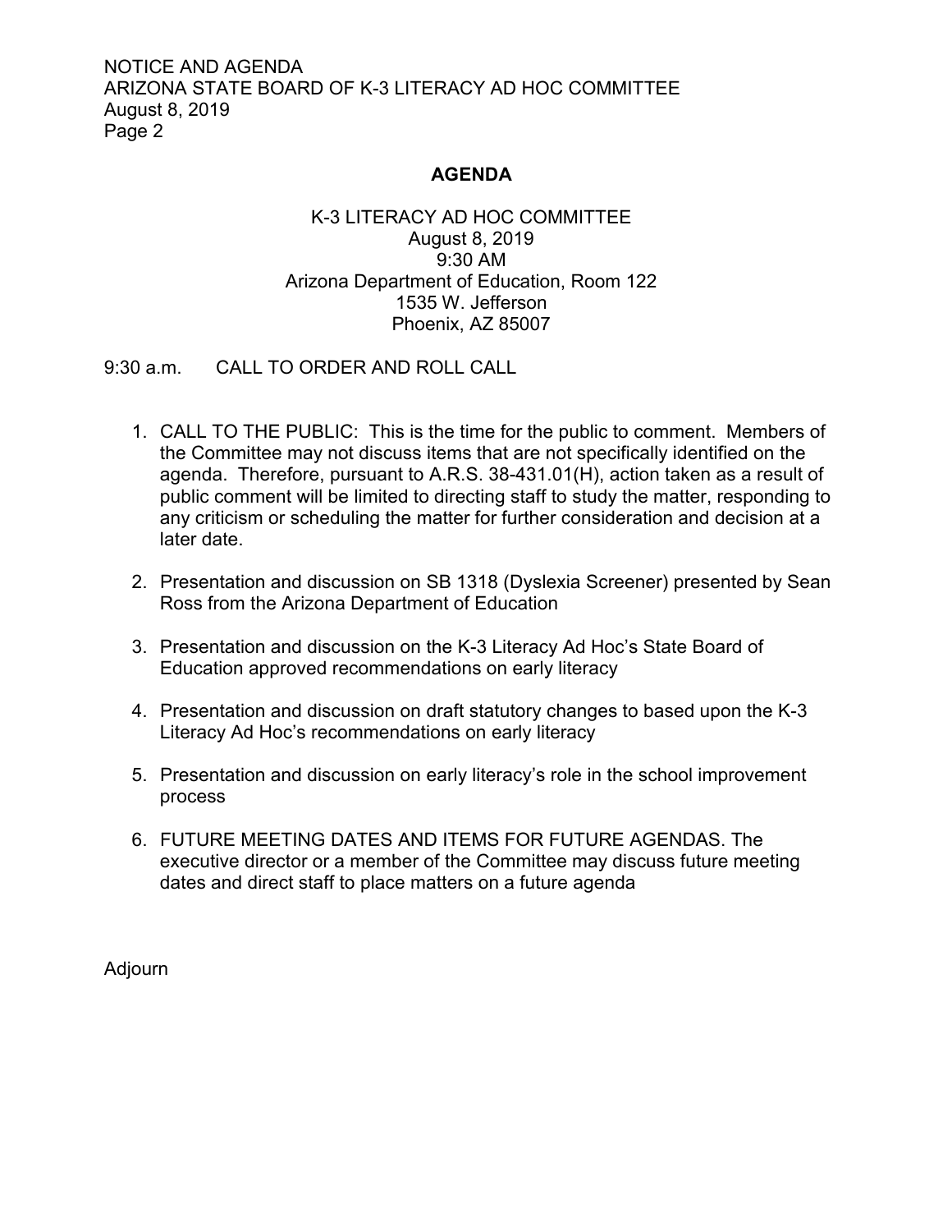## AGENDA

K-3 LITERACY AD HOC COMMITTEE
August 8, 2019
9:30 AM
Arizona Department of Education, Room 122
1535 W. Jefferson
Phoenix, AZ 85007

9:30 a.m. CALL TO ORDER AND ROLL CALL

1. CALL TO THE PUBLIC: This is the time for the public to comment. Members of the Committee may not discuss items that are not specifically identified on the agenda. Therefore, pursuant to A.R.S. 38-431.01(H), action taken as a result of public comment will be limited to directing staff to study the matter, responding to any criticism or scheduling the matter for further consideration and decision at a later date.

2. Presentation and discussion on SB 1318 (Dyslexia Screener) presented by Sean Ross from the Arizona Department of Education

3. Presentation and discussion on the K-3 Literacy Ad Hoc's State Board of Education approved recommendations on early literacy

4. Presentation and discussion on draft statutory changes to based upon the K-3 Literacy Ad Hoc's recommendations on early literacy

5. Presentation and discussion on early literacy's role in the school improvement process

6. FUTURE MEETING DATES AND ITEMS FOR FUTURE AGENDAS. The executive director or a member of the Committee may discuss future meeting dates and direct staff to place matters on a future agenda

Adjourn